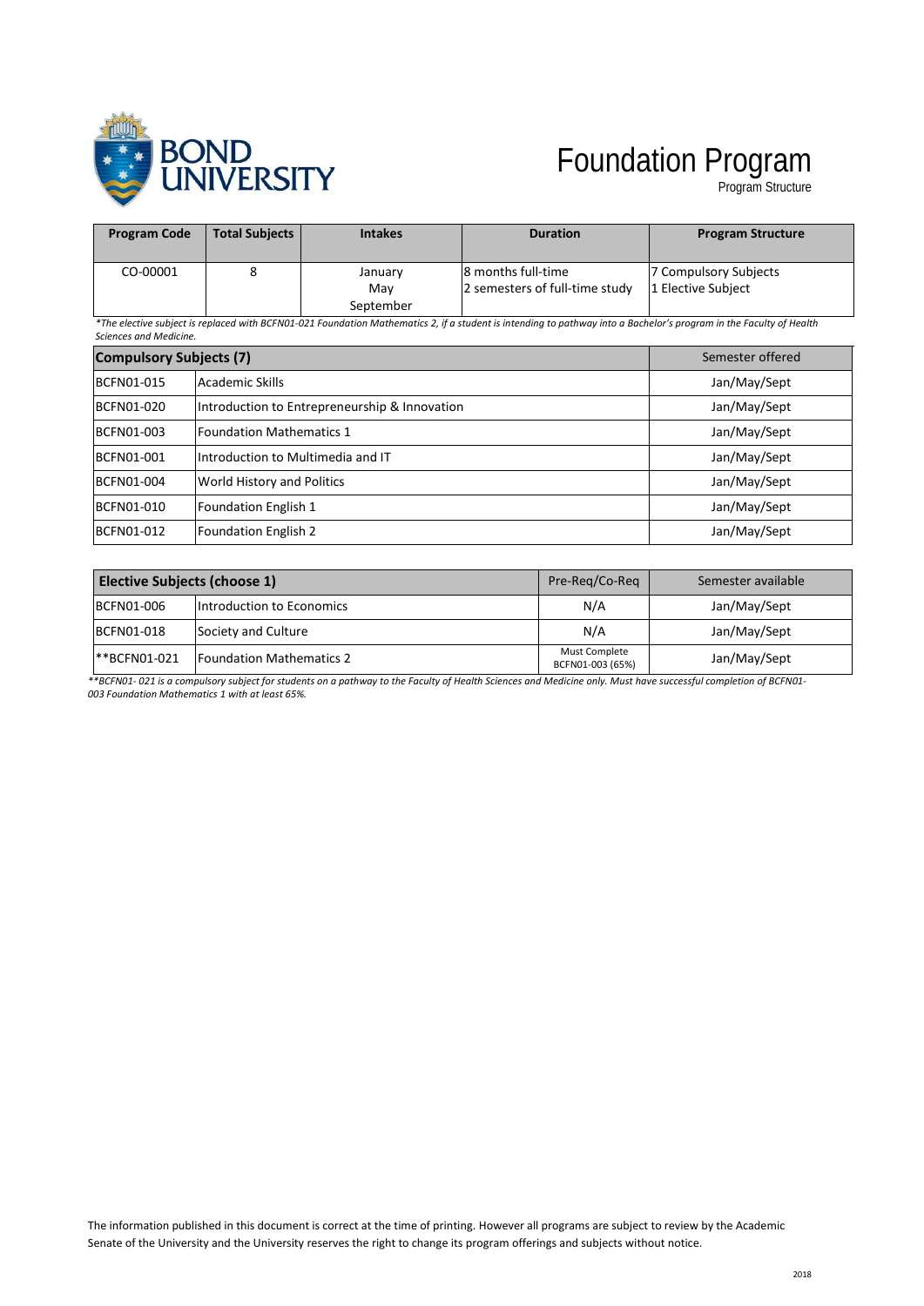# Foundation Program

Program Structure

| Program Code | Total Subjects | Intakes | Duration | Program Structure |
|---|---|---|---|---|
| CO-00001 | 8 | January May September | 8 months full-time 2 semesters of full-time study | 7 Compulsory Subjects 1 Elective Subject |

*\*The elective subject is replaced with BCFN01-021 Foundation Mathematics 2, if a student is intending to pathway into a Bachelor's program in the Faculty of Health Sciences and Medicine.*

| **Compulsory Subjects (7)** | | Semester offered |
|---|---|---|
| BCFN01-015 | Academic Skills | Jan/May/Sept |
| BCFN01-020 | Introduction to Entrepreneurship & Innovation | Jan/May/Sept |
| BCFN01-003 | Foundation Mathematics 1 | Jan/May/Sept |
| BCFN01-001 | Introduction to Multimedia and IT | Jan/May/Sept |
| BCFN01-004 | World History and Politics | Jan/May/Sept |
| BCFN01-010 | Foundation English 1 | Jan/May/Sept |
| BCFN01-012 | Foundation English 2 | Jan/May/Sept |

| **Elective Subjects (choose 1)** | | Pre-Req/Co-Req | Semester available |
|---|---|---|---|
| BCFN01-006 | Introduction to Economics | N/A | Jan/May/Sept |
| BCFN01-018 | Society and Culture | N/A | Jan/May/Sept |
| **BCFN01-021 | Foundation Mathematics 2 | Must Complete BCFN01-003 (65%) | Jan/May/Sept |

*\*\*BCFN01- 021 is a compulsory subject for students on a pathway to the Faculty of Health Sciences and Medicine only. Must have successful completion of BCFN01-003 Foundation Mathematics 1 with at least 65%.*

The information published in this document is correct at the time of printing. However all programs are subject to review by the Academic Senate of the University and the University reserves the right to change its program offerings and subjects without notice.

2018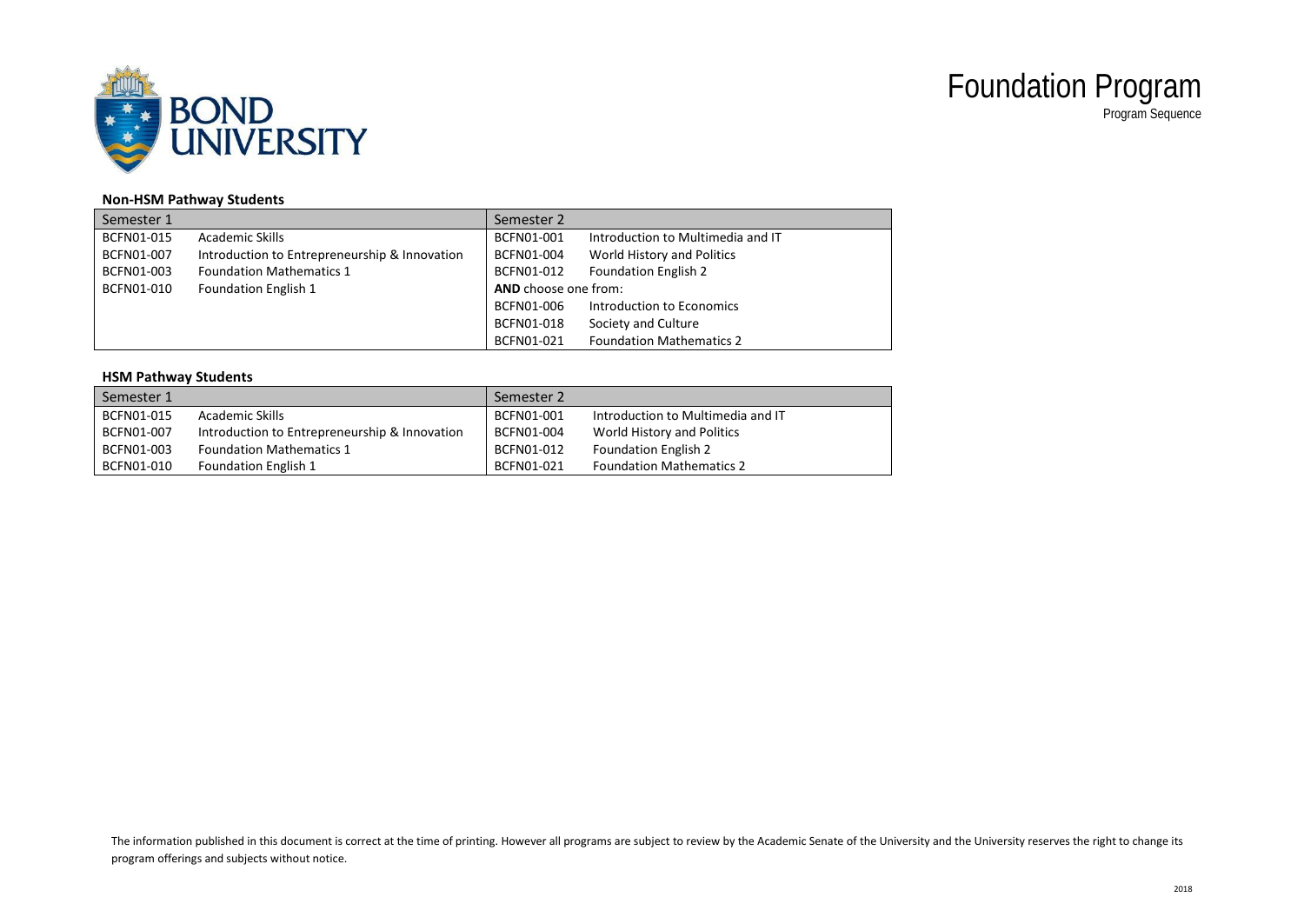# Foundation Program

Program Sequence

### Non-HSM Pathway Students

| Semester 1 | | Semester 2 | |
|---|---|---|---|
| BCFN01-015 | Academic Skills | BCFN01-001 | Introduction to Multimedia and IT |
| BCFN01-007 | Introduction to Entrepreneurship & Innovation | BCFN01-004 | World History and Politics |
| BCFN01-003 | Foundation Mathematics 1 | BCFN01-012 | Foundation English 2 |
| BCFN01-010 | Foundation English 1 | **AND** choose one from: | |
| | | BCFN01-006 | Introduction to Economics |
| | | BCFN01-018 | Society and Culture |
| | | BCFN01-021 | Foundation Mathematics 2 |

### HSM Pathway Students

| Semester 1 | | Semester 2 | |
|---|---|---|---|
| BCFN01-015 | Academic Skills | BCFN01-001 | Introduction to Multimedia and IT |
| BCFN01-007 | Introduction to Entrepreneurship & Innovation | BCFN01-004 | World History and Politics |
| BCFN01-003 | Foundation Mathematics 1 | BCFN01-012 | Foundation English 2 |
| BCFN01-010 | Foundation English 1 | BCFN01-021 | Foundation Mathematics 2 |

The information published in this document is correct at the time of printing. However all programs are subject to review by the Academic Senate of the University and the University reserves the right to change its program offerings and subjects without notice.

2018